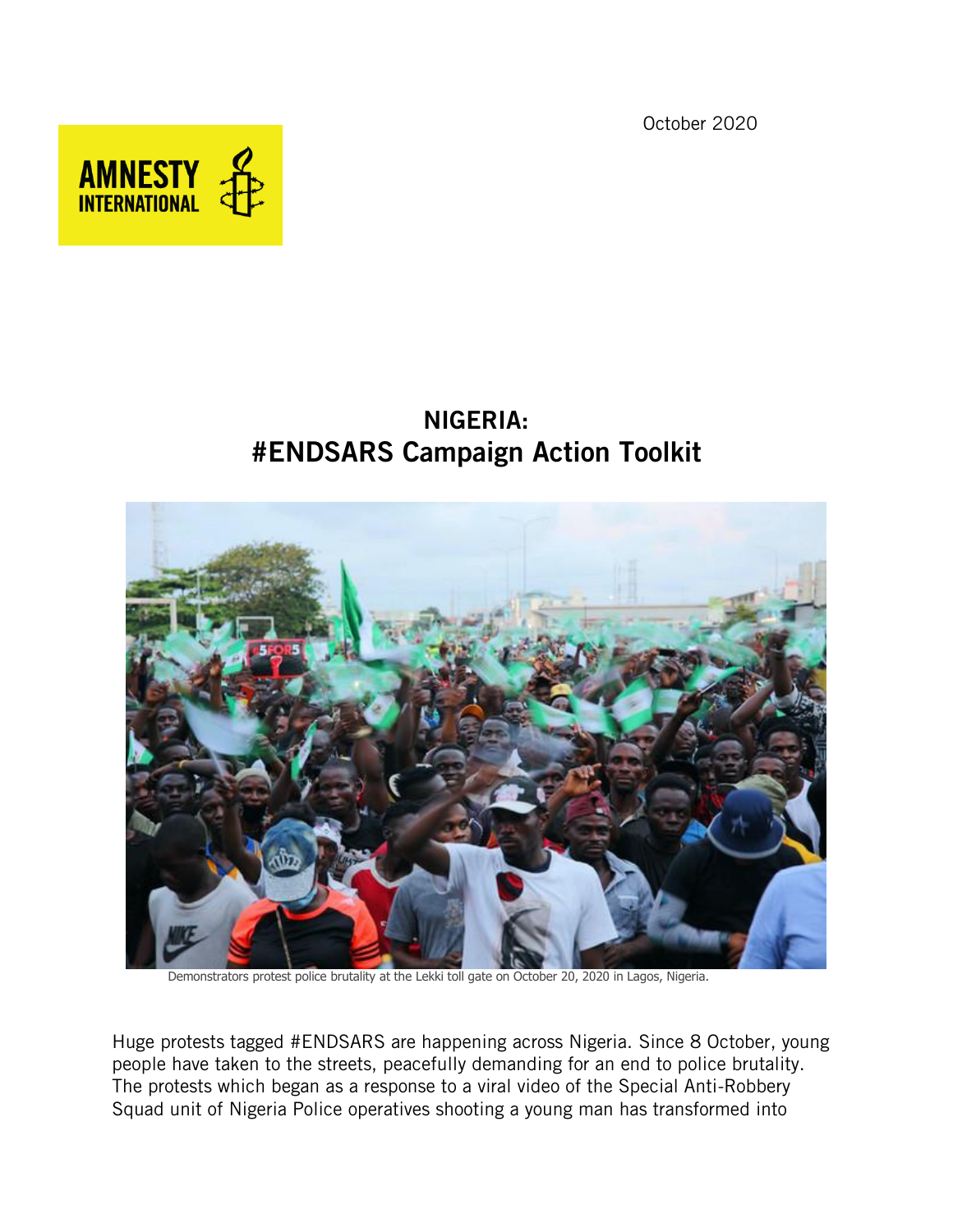October 2020

AMNESTY INTERNATIONAL

# NIGERIA: #ENDSARS Campaign Action Toolkit

Demonstrators protest police brutality at the Lekki toll gate on October 20, 2020 in Lagos, Nigeria.

Huge protests tagged #ENDSARS are happening across Nigeria. Since 8 October, young people have taken to the streets, peacefully demanding for an end to police brutality. The protests which began as a response to a viral video of the Special Anti-Robbery Squad unit of Nigeria Police operatives shooting a young man has transformed into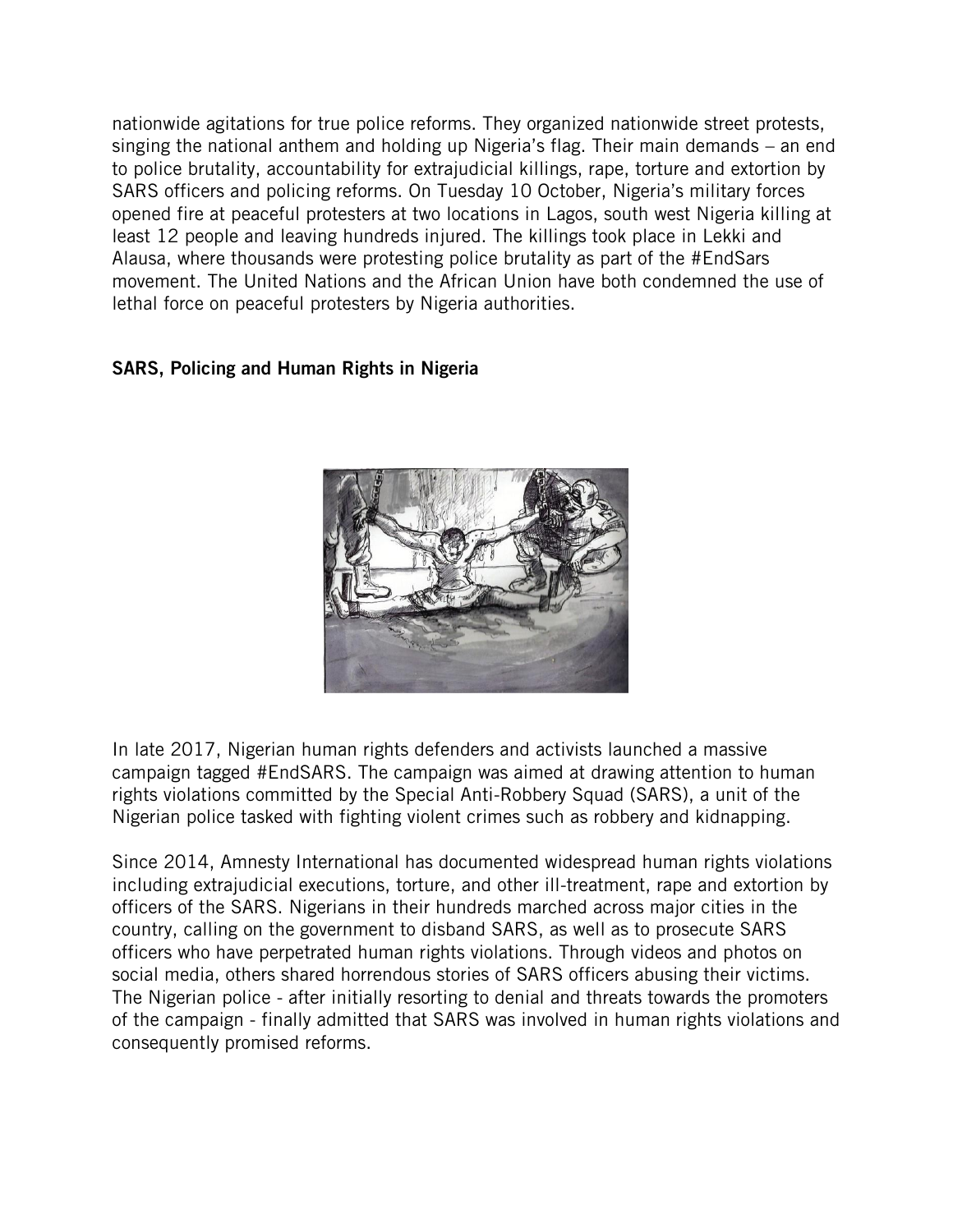nationwide agitations for true police reforms. They organized nationwide street protests, singing the national anthem and holding up Nigeria's flag. Their main demands – an end to police brutality, accountability for extrajudicial killings, rape, torture and extortion by SARS officers and policing reforms. On Tuesday 10 October, Nigeria's military forces opened fire at peaceful protesters at two locations in Lagos, south west Nigeria killing at least 12 people and leaving hundreds injured. The killings took place in Lekki and Alausa, where thousands were protesting police brutality as part of the #EndSars movement. The United Nations and the African Union have both condemned the use of lethal force on peaceful protesters by Nigeria authorities.

## SARS, Policing and Human Rights in Nigeria

In late 2017, Nigerian human rights defenders and activists launched a massive campaign tagged #EndSARS. The campaign was aimed at drawing attention to human rights violations committed by the Special Anti-Robbery Squad (SARS), a unit of the Nigerian police tasked with fighting violent crimes such as robbery and kidnapping.

Since 2014, Amnesty International has documented widespread human rights violations including extrajudicial executions, torture, and other ill-treatment, rape and extortion by officers of the SARS. Nigerians in their hundreds marched across major cities in the country, calling on the government to disband SARS, as well as to prosecute SARS officers who have perpetrated human rights violations. Through videos and photos on social media, others shared horrendous stories of SARS officers abusing their victims. The Nigerian police - after initially resorting to denial and threats towards the promoters of the campaign - finally admitted that SARS was involved in human rights violations and consequently promised reforms.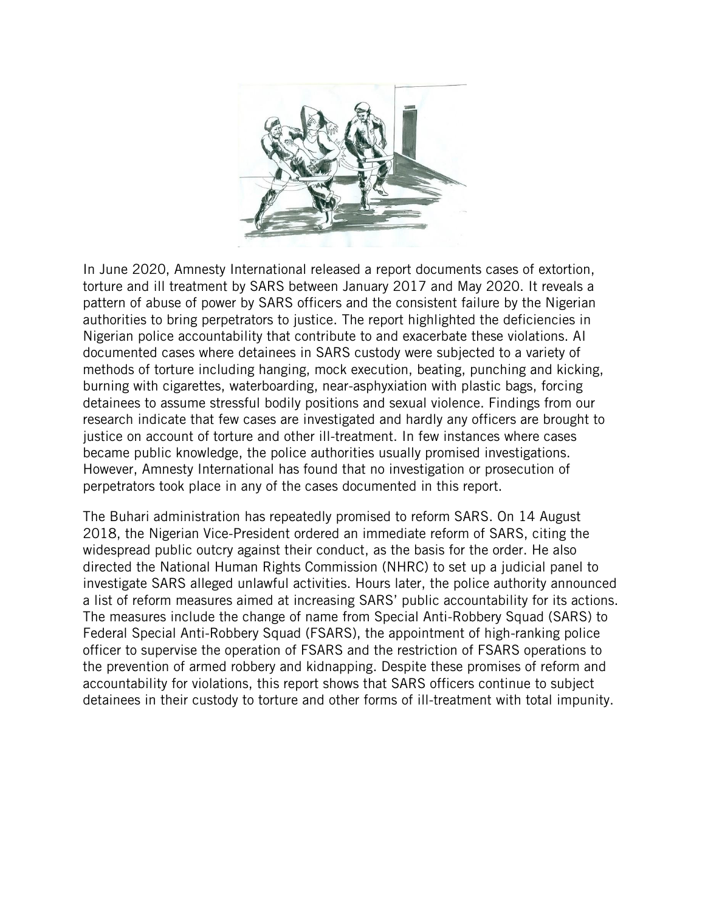In June 2020, Amnesty International released a report documents cases of extortion, torture and ill treatment by SARS between January 2017 and May 2020. It reveals a pattern of abuse of power by SARS officers and the consistent failure by the Nigerian authorities to bring perpetrators to justice. The report highlighted the deficiencies in Nigerian police accountability that contribute to and exacerbate these violations. AI documented cases where detainees in SARS custody were subjected to a variety of methods of torture including hanging, mock execution, beating, punching and kicking, burning with cigarettes, waterboarding, near-asphyxiation with plastic bags, forcing detainees to assume stressful bodily positions and sexual violence. Findings from our research indicate that few cases are investigated and hardly any officers are brought to justice on account of torture and other ill-treatment. In few instances where cases became public knowledge, the police authorities usually promised investigations. However, Amnesty International has found that no investigation or prosecution of perpetrators took place in any of the cases documented in this report.

The Buhari administration has repeatedly promised to reform SARS. On 14 August 2018, the Nigerian Vice-President ordered an immediate reform of SARS, citing the widespread public outcry against their conduct, as the basis for the order. He also directed the National Human Rights Commission (NHRC) to set up a judicial panel to investigate SARS alleged unlawful activities. Hours later, the police authority announced a list of reform measures aimed at increasing SARS' public accountability for its actions. The measures include the change of name from Special Anti-Robbery Squad (SARS) to Federal Special Anti-Robbery Squad (FSARS), the appointment of high-ranking police officer to supervise the operation of FSARS and the restriction of FSARS operations to the prevention of armed robbery and kidnapping. Despite these promises of reform and accountability for violations, this report shows that SARS officers continue to subject detainees in their custody to torture and other forms of ill-treatment with total impunity.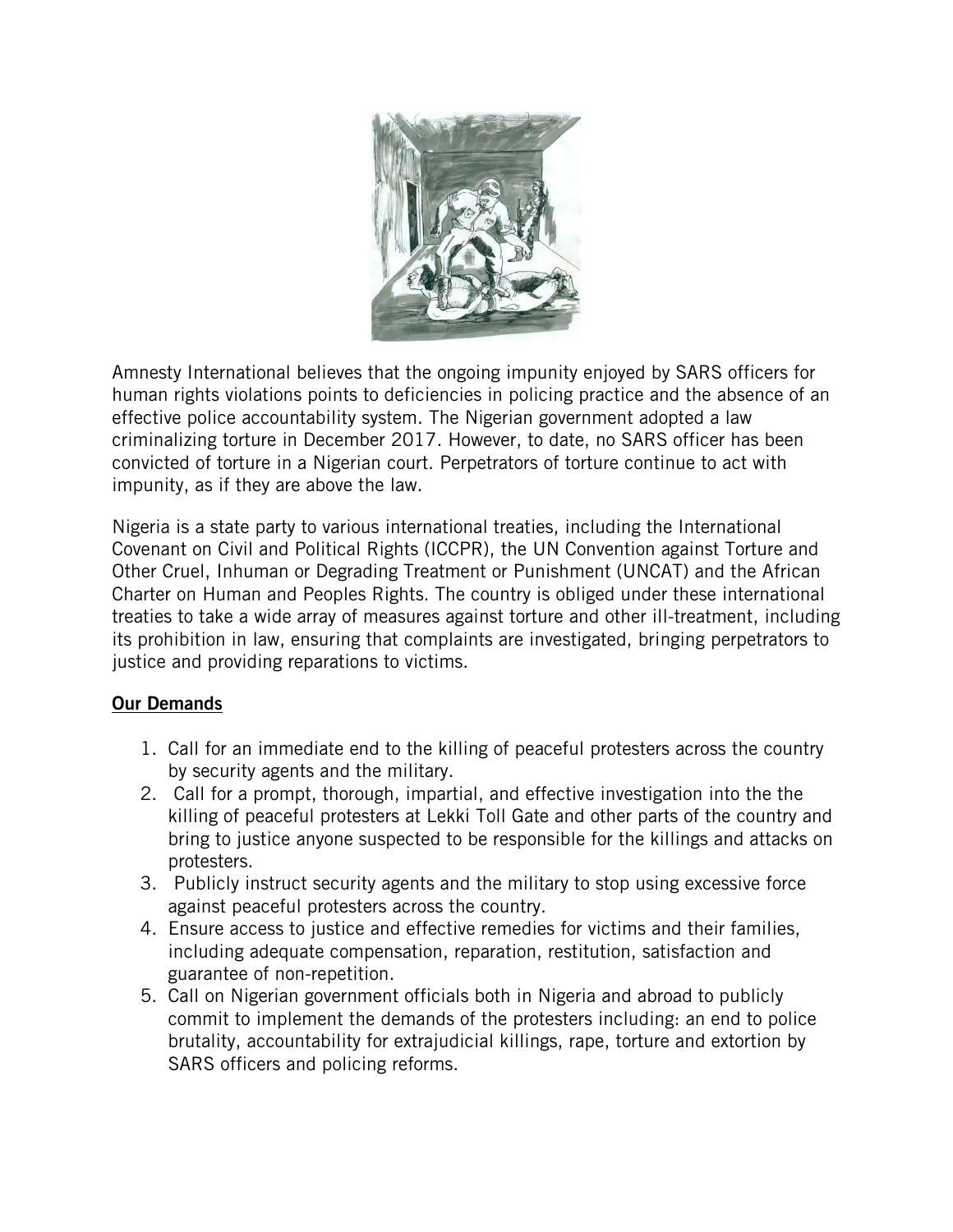Amnesty International believes that the ongoing impunity enjoyed by SARS officers for human rights violations points to deficiencies in policing practice and the absence of an effective police accountability system. The Nigerian government adopted a law criminalizing torture in December 2017. However, to date, no SARS officer has been convicted of torture in a Nigerian court. Perpetrators of torture continue to act with impunity, as if they are above the law.

Nigeria is a state party to various international treaties, including the International Covenant on Civil and Political Rights (ICCPR), the UN Convention against Torture and Other Cruel, Inhuman or Degrading Treatment or Punishment (UNCAT) and the African Charter on Human and Peoples Rights. The country is obliged under these international treaties to take a wide array of measures against torture and other ill-treatment, including its prohibition in law, ensuring that complaints are investigated, bringing perpetrators to justice and providing reparations to victims.

## Our Demands

1. Call for an immediate end to the killing of peaceful protesters across the country by security agents and the military.
2. Call for a prompt, thorough, impartial, and effective investigation into the the killing of peaceful protesters at Lekki Toll Gate and other parts of the country and bring to justice anyone suspected to be responsible for the killings and attacks on protesters.
3. Publicly instruct security agents and the military to stop using excessive force against peaceful protesters across the country.
4. Ensure access to justice and effective remedies for victims and their families, including adequate compensation, reparation, restitution, satisfaction and guarantee of non-repetition.
5. Call on Nigerian government officials both in Nigeria and abroad to publicly commit to implement the demands of the protesters including: an end to police brutality, accountability for extrajudicial killings, rape, torture and extortion by SARS officers and policing reforms.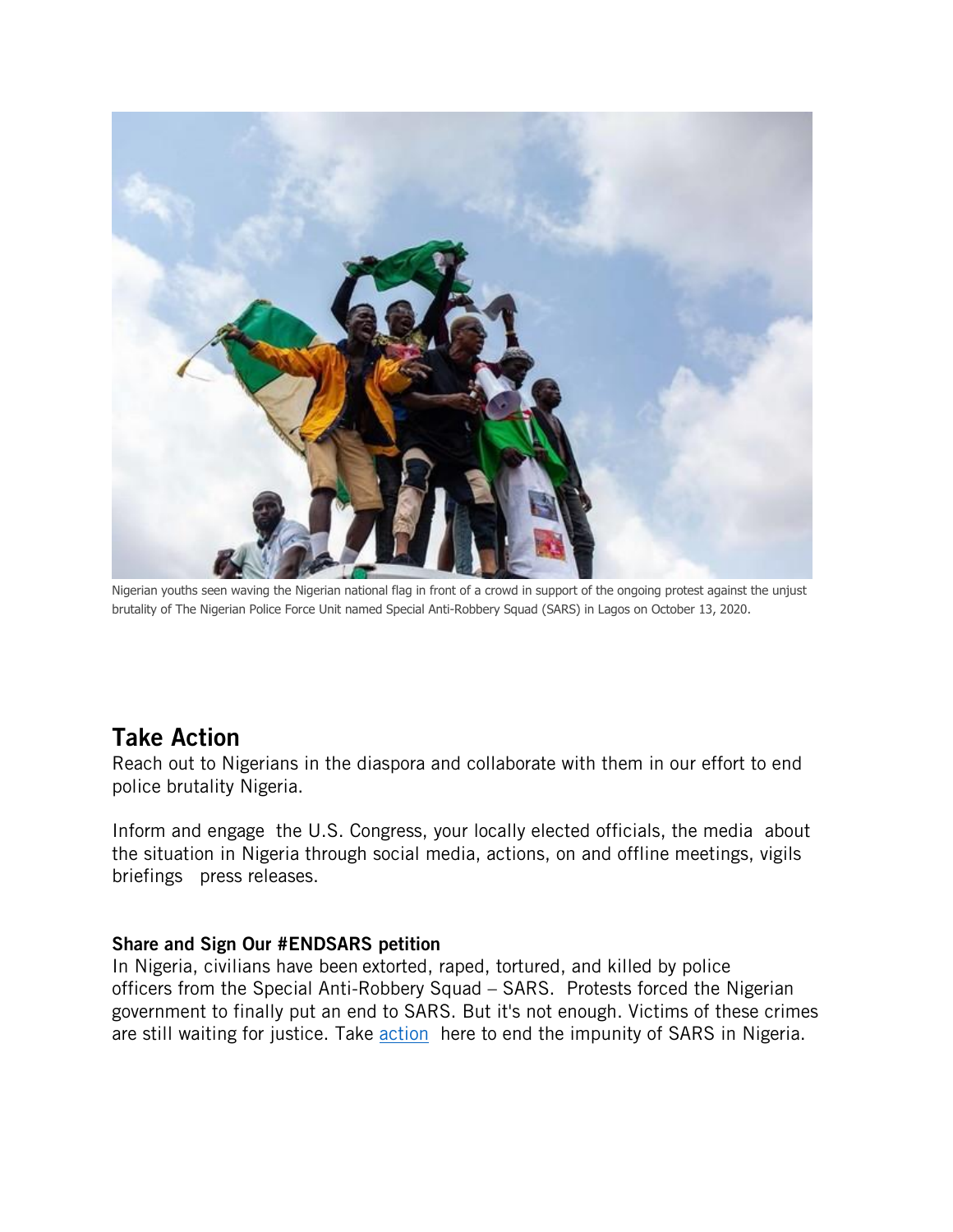Nigerian youths seen waving the Nigerian national flag in front of a crowd in support of the ongoing protest against the unjust brutality of The Nigerian Police Force Unit named Special Anti-Robbery Squad (SARS) in Lagos on October 13, 2020.

## Take Action

Reach out to Nigerians in the diaspora and collaborate with them in our effort to end police brutality Nigeria.

Inform and engage the U.S. Congress, your locally elected officials, the media about the situation in Nigeria through social media, actions, on and offline meetings, vigils briefings press releases.

### Share and Sign Our #ENDSARS petition

In Nigeria, civilians have been extorted, raped, tortured, and killed by police officers from the Special Anti-Robbery Squad – SARS. Protests forced the Nigerian government to finally put an end to SARS. But it's not enough. Victims of these crimes are still waiting for justice. Take action here to end the impunity of SARS in Nigeria.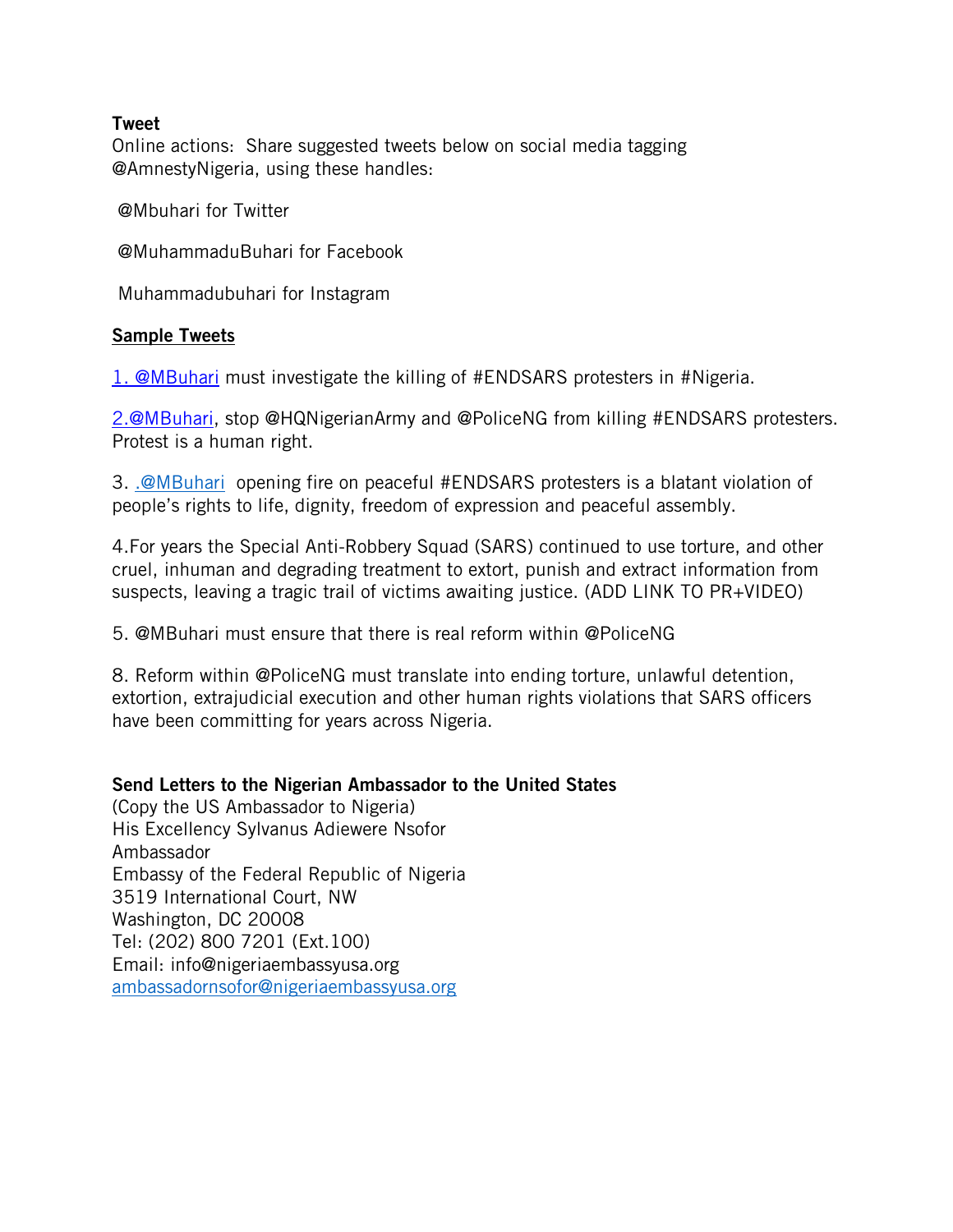**Tweet**

Online actions: Share suggested tweets below on social media tagging @AmnestyNigeria, using these handles:

@Mbuhari for Twitter

@MuhammaduBuhari for Facebook

Muhammadubuhari for Instagram

**Sample Tweets**

1. @MBuhari must investigate the killing of #ENDSARS protesters in #Nigeria.

2.@MBuhari, stop @HQNigerianArmy and @PoliceNG from killing #ENDSARS protesters. Protest is a human right.

3. .@MBuhari opening fire on peaceful #ENDSARS protesters is a blatant violation of people's rights to life, dignity, freedom of expression and peaceful assembly.

4.For years the Special Anti-Robbery Squad (SARS) continued to use torture, and other cruel, inhuman and degrading treatment to extort, punish and extract information from suspects, leaving a tragic trail of victims awaiting justice. (ADD LINK TO PR+VIDEO)

5. @MBuhari must ensure that there is real reform within @PoliceNG

8. Reform within @PoliceNG must translate into ending torture, unlawful detention, extortion, extrajudicial execution and other human rights violations that SARS officers have been committing for years across Nigeria.

**Send Letters to the Nigerian Ambassador to the United States**

(Copy the US Ambassador to Nigeria)
His Excellency Sylvanus Adiewere Nsofor
Ambassador
Embassy of the Federal Republic of Nigeria
3519 International Court, NW
Washington, DC 20008
Tel: (202) 800 7201 (Ext.100)
Email: info@nigeriaembassyusa.org
ambassadornsofor@nigeriaembassyusa.org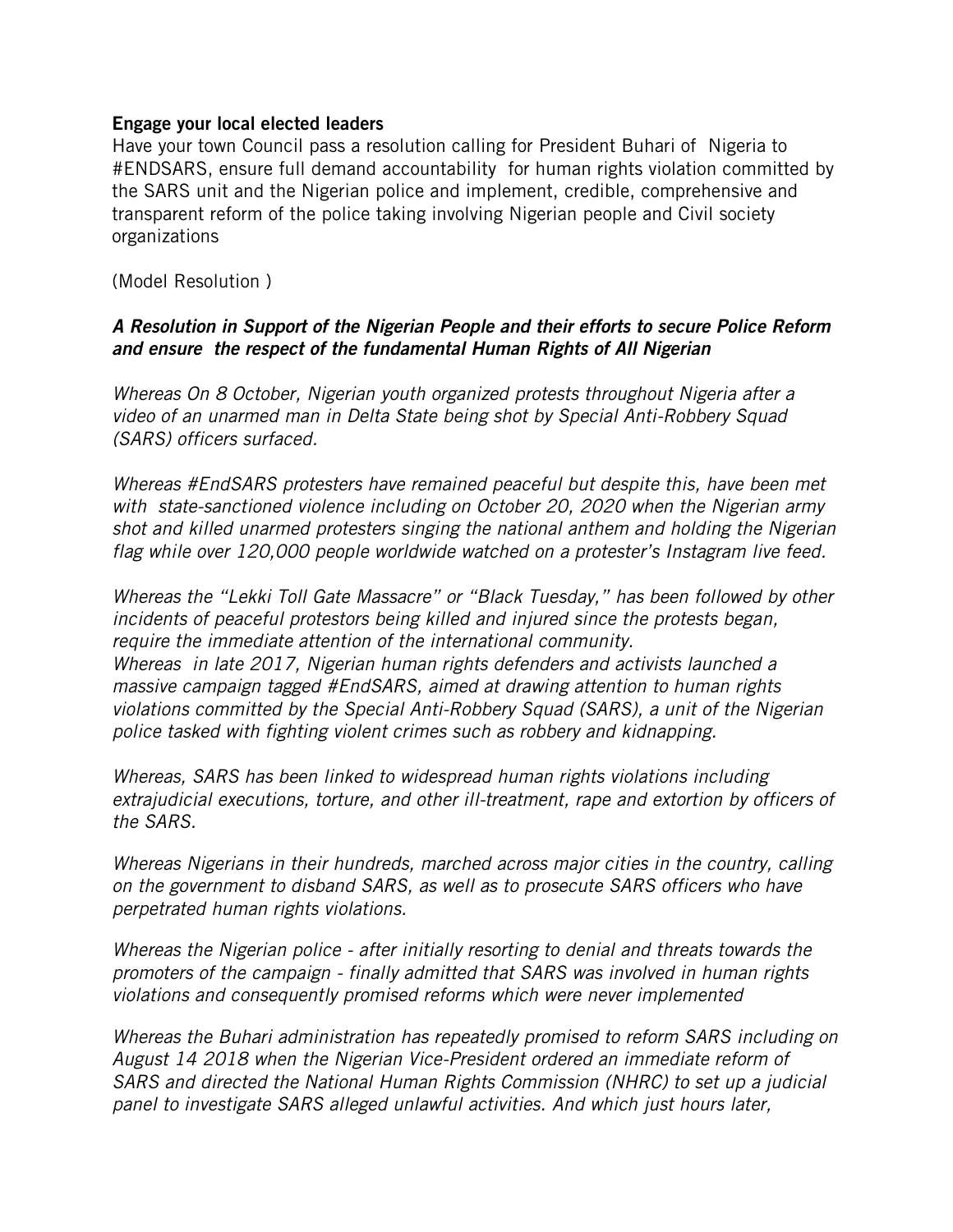**Engage your local elected leaders**

Have your town Council pass a resolution calling for President Buhari of Nigeria to #ENDSARS, ensure full demand accountability for human rights violation committed by the SARS unit and the Nigerian police and implement, credible, comprehensive and transparent reform of the police taking involving Nigerian people and Civil society organizations

(Model Resolution )

***A Resolution in Support of the Nigerian People and their efforts to secure Police Reform and ensure the respect of the fundamental Human Rights of All Nigerian***

*Whereas On 8 October, Nigerian youth organized protests throughout Nigeria after a video of an unarmed man in Delta State being shot by Special Anti-Robbery Squad (SARS) officers surfaced.*

*Whereas #EndSARS protesters have remained peaceful but despite this, have been met with state-sanctioned violence including on October 20, 2020 when the Nigerian army shot and killed unarmed protesters singing the national anthem and holding the Nigerian flag while over 120,000 people worldwide watched on a protester's Instagram live feed.*

*Whereas the "Lekki Toll Gate Massacre" or "Black Tuesday," has been followed by other incidents of peaceful protestors being killed and injured since the protests began, require the immediate attention of the international community.*

*Whereas in late 2017, Nigerian human rights defenders and activists launched a massive campaign tagged #EndSARS, aimed at drawing attention to human rights violations committed by the Special Anti-Robbery Squad (SARS), a unit of the Nigerian police tasked with fighting violent crimes such as robbery and kidnapping.*

*Whereas, SARS has been linked to widespread human rights violations including extrajudicial executions, torture, and other ill-treatment, rape and extortion by officers of the SARS.*

*Whereas Nigerians in their hundreds, marched across major cities in the country, calling on the government to disband SARS, as well as to prosecute SARS officers who have perpetrated human rights violations.*

*Whereas the Nigerian police - after initially resorting to denial and threats towards the promoters of the campaign - finally admitted that SARS was involved in human rights violations and consequently promised reforms which were never implemented*

*Whereas the Buhari administration has repeatedly promised to reform SARS including on August 14 2018 when the Nigerian Vice-President ordered an immediate reform of SARS and directed the National Human Rights Commission (NHRC) to set up a judicial panel to investigate SARS alleged unlawful activities. And which just hours later,*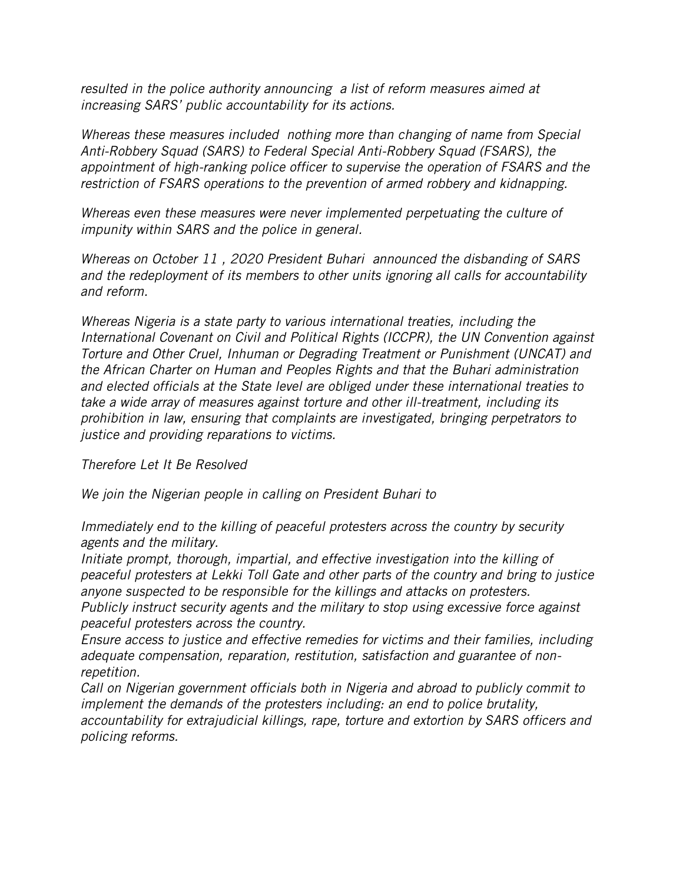*resulted in the police authority announcing a list of reform measures aimed at increasing SARS' public accountability for its actions.*

*Whereas these measures included nothing more than changing of name from Special Anti-Robbery Squad (SARS) to Federal Special Anti-Robbery Squad (FSARS), the appointment of high-ranking police officer to supervise the operation of FSARS and the restriction of FSARS operations to the prevention of armed robbery and kidnapping.*

*Whereas even these measures were never implemented perpetuating the culture of impunity within SARS and the police in general.*

*Whereas on October 11 , 2020 President Buhari announced the disbanding of SARS and the redeployment of its members to other units ignoring all calls for accountability and reform.*

*Whereas Nigeria is a state party to various international treaties, including the International Covenant on Civil and Political Rights (ICCPR), the UN Convention against Torture and Other Cruel, Inhuman or Degrading Treatment or Punishment (UNCAT) and the African Charter on Human and Peoples Rights and that the Buhari administration and elected officials at the State level are obliged under these international treaties to take a wide array of measures against torture and other ill-treatment, including its prohibition in law, ensuring that complaints are investigated, bringing perpetrators to justice and providing reparations to victims.*

*Therefore Let It Be Resolved*

*We join the Nigerian people in calling on President Buhari to*

*Immediately end to the killing of peaceful protesters across the country by security agents and the military.*
*Initiate prompt, thorough, impartial, and effective investigation into the killing of peaceful protesters at Lekki Toll Gate and other parts of the country and bring to justice anyone suspected to be responsible for the killings and attacks on protesters.*
*Publicly instruct security agents and the military to stop using excessive force against peaceful protesters across the country.*
*Ensure access to justice and effective remedies for victims and their families, including adequate compensation, reparation, restitution, satisfaction and guarantee of non-repetition.*
*Call on Nigerian government officials both in Nigeria and abroad to publicly commit to implement the demands of the protesters including: an end to police brutality, accountability for extrajudicial killings, rape, torture and extortion by SARS officers and policing reforms.*